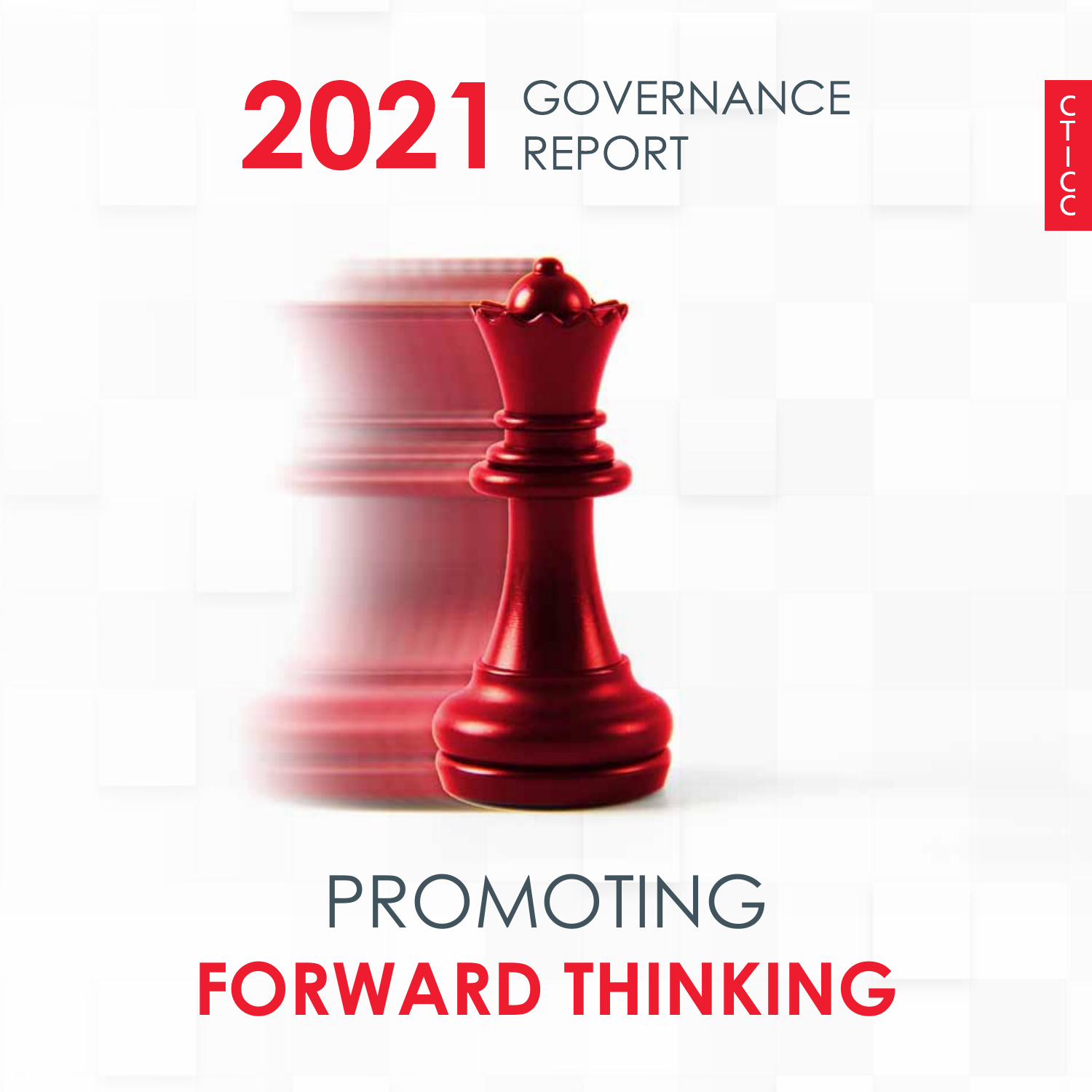# 2021 GOVERNANCE REPORT

CTICC

## PROMOTING **FORWARD THINKING**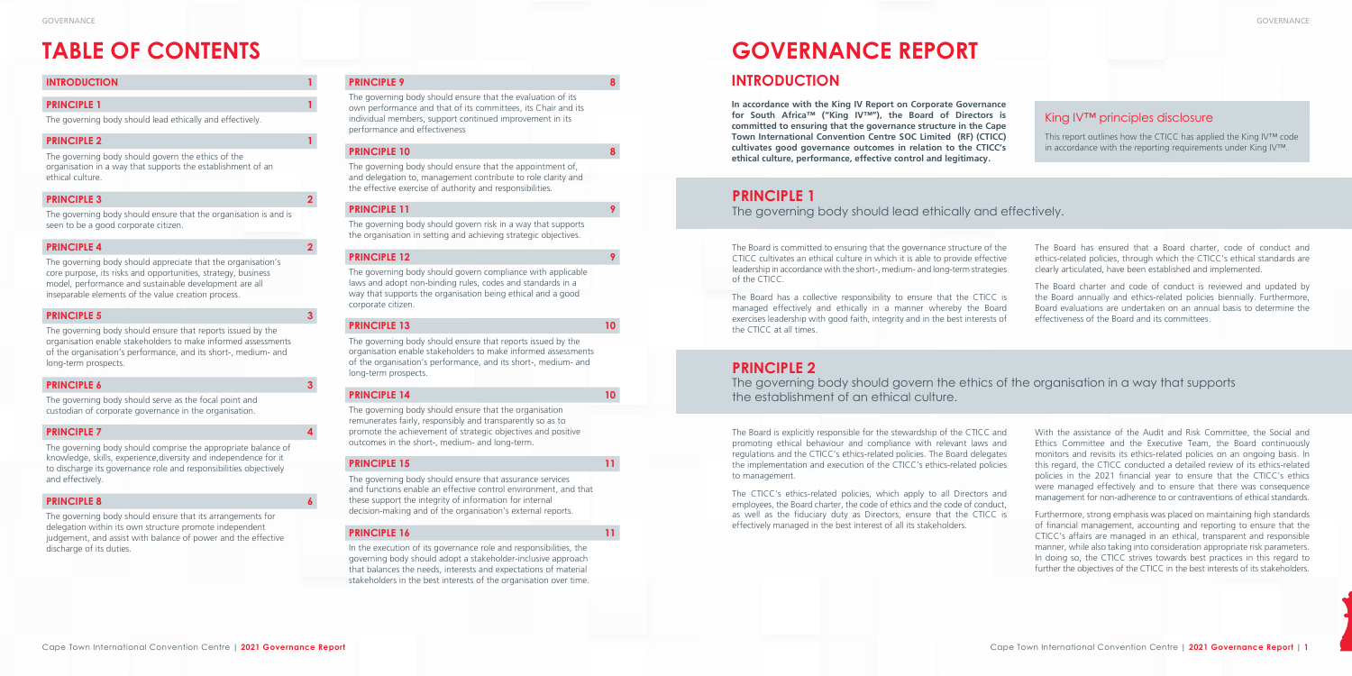# TABLE OF CONTENTS

| Section | Page |
|---|---|
| **INTRODUCTION** | 1 |
| **PRINCIPLE 1** The governing body should lead ethically and effectively. | 1 |
| **PRINCIPLE 2** The governing body should govern the ethics of the organisation in a way that supports the establishment of an ethical culture. | 1 |
| **PRINCIPLE 3** The governing body should ensure that the organisation is and is seen to be a good corporate citizen. | 2 |
| **PRINCIPLE 4** The governing body should appreciate that the organisation's core purpose, its risks and opportunities, strategy, business model, performance and sustainable development are all inseparable elements of the value creation process. | 2 |
| **PRINCIPLE 5** The governing body should ensure that reports issued by the organisation enable stakeholders to make informed assessments of the organisation's performance, and its short-, medium- and long-term prospects. | 3 |
| **PRINCIPLE 6** The governing body should serve as the focal point and custodian of corporate governance in the organisation. | 3 |
| **PRINCIPLE 7** The governing body should comprise the appropriate balance of knowledge, skills, experience,diversity and independence for it to discharge its governance role and responsibilities objectively and effectively. | 4 |
| **PRINCIPLE 8** The governing body should ensure that its arrangements for delegation within its own structure promote independent judgement, and assist with balance of power and the effective discharge of its duties. | 6 |
| **PRINCIPLE 9** The governing body should ensure that the evaluation of its own performance and that of its committees, its Chair and its individual members, support continued improvement in its performance and effectiveness | 8 |
| **PRINCIPLE 10** The governing body should ensure that the appointment of, and delegation to, management contribute to role clarity and the effective exercise of authority and responsibilities. | 8 |
| **PRINCIPLE 11** The governing body should govern risk in a way that supports the organisation in setting and achieving strategic objectives. | 9 |
| **PRINCIPLE 12** The governing body should govern compliance with applicable laws and adopt non-binding rules, codes and standards in a way that supports the organisation being ethical and a good corporate citizen. | 9 |
| **PRINCIPLE 13** The governing body should ensure that reports issued by the organisation enable stakeholders to make informed assessments of the organisation's performance, and its short-, medium- and long-term prospects. | 10 |
| **PRINCIPLE 14** The governing body should ensure that the organisation remunerates fairly, responsibly and transparently so as to promote the achievement of strategic objectives and positive outcomes in the short-, medium- and long-term. | 10 |
| **PRINCIPLE 15** The governing body should ensure that assurance services and functions enable an effective control environment, and that these support the integrity of information for internal decision-making and of the organisation's external reports. | 11 |
| **PRINCIPLE 16** In the execution of its governance role and responsibilities, the governing body should adopt a stakeholder-inclusive approach that balances the needs, interests and expectations of material stakeholders in the best interests of the organisation over time. | 11 |

# GOVERNANCE REPORT

## INTRODUCTION

**In accordance with the King IV Report on Corporate Governance for South Africa™ ("King IV™"), the Board of Directors is committed to ensuring that the governance structure in the Cape Town International Convention Centre SOC Limited (RF) (CTICC) cultivates good governance outcomes in relation to the CTICC's ethical culture, performance, effective control and legitimacy.**

### King IV™ principles disclosure

This report outlines how the CTICC has applied the King IV™ code in accordance with the reporting requirements under King IV™.

## PRINCIPLE 1

The governing body should lead ethically and effectively.

The Board is committed to ensuring that the governance structure of the CTICC cultivates an ethical culture in which it is able to provide effective leadership in accordance with the short-, medium- and long-term strategies of the CTICC.

The Board has a collective responsibility to ensure that the CTICC is managed effectively and ethically in a manner whereby the Board exercises leadership with good faith, integrity and in the best interests of the CTICC at all times.

The Board has ensured that a Board charter, code of conduct and ethics-related policies, through which the CTICC's ethical standards are clearly articulated, have been established and implemented.

The Board charter and code of conduct is reviewed and updated by the Board annually and ethics-related policies biennially. Furthermore, Board evaluations are undertaken on an annual basis to determine the effectiveness of the Board and its committees.

## PRINCIPLE 2

The governing body should govern the ethics of the organisation in a way that supports the establishment of an ethical culture.

The Board is explicitly responsible for the stewardship of the CTICC and promoting ethical behaviour and compliance with relevant laws and regulations and the CTICC's ethics-related policies. The Board delegates the implementation and execution of the CTICC's ethics-related policies to management.

The CTICC's ethics-related policies, which apply to all Directors and employees, the Board charter, the code of ethics and the code of conduct, as well as the fiduciary duty as Directors, ensure that the CTICC is effectively managed in the best interest of all its stakeholders.

With the assistance of the Audit and Risk Committee, the Social and Ethics Committee and the Executive Team, the Board continuously monitors and revisits its ethics-related policies on an ongoing basis. In this regard, the CTICC conducted a detailed review of its ethics-related policies in the 2021 financial year to ensure that the CTICC's ethics were managed effectively and to ensure that there was consequence management for non-adherence to or contraventions of ethical standards.

Furthermore, strong emphasis was placed on maintaining high standards of financial management, accounting and reporting to ensure that the CTICC's affairs are managed in an ethical, transparent and responsible manner, while also taking into consideration appropriate risk parameters. In doing so, the CTICC strives towards best practices in this regard to further the objectives of the CTICC in the best interests of its stakeholders.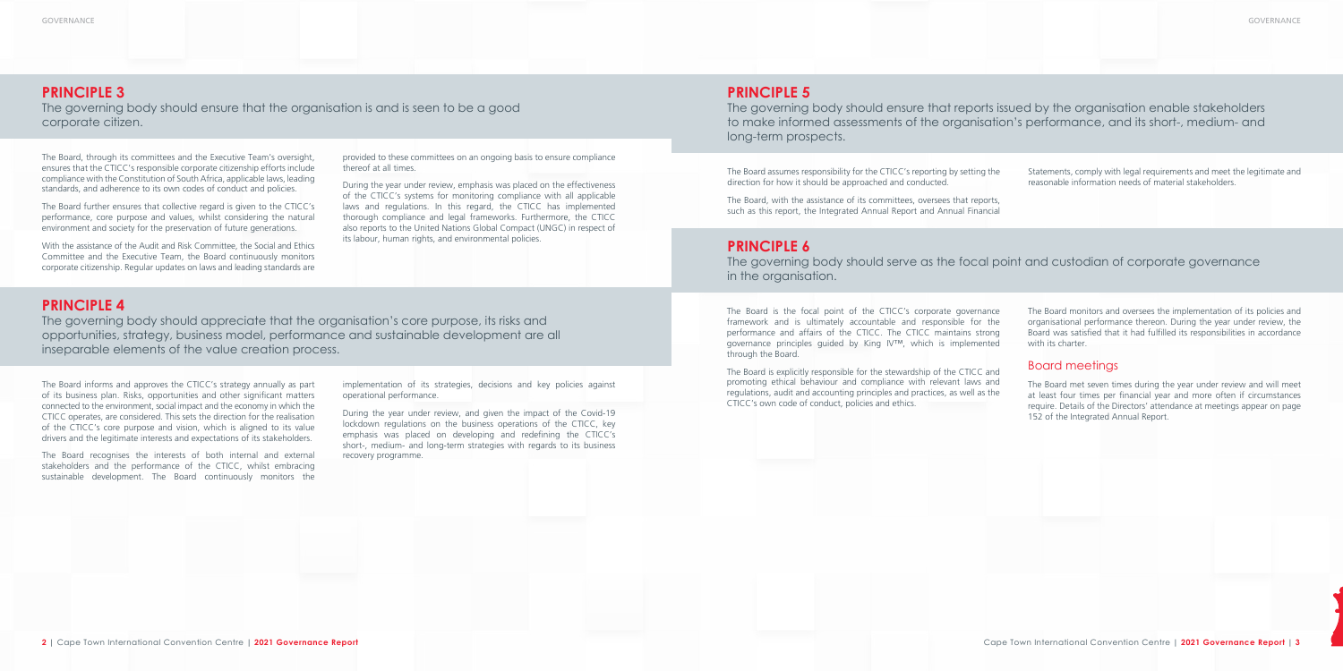## PRINCIPLE 3

The governing body should ensure that the organisation is and is seen to be a good corporate citizen.

The Board, through its committees and the Executive Team's oversight, ensures that the CTICC's responsible corporate citizenship efforts include compliance with the Constitution of South Africa, applicable laws, leading standards, and adherence to its own codes of conduct and policies.

The Board further ensures that collective regard is given to the CTICC's performance, core purpose and values, whilst considering the natural environment and society for the preservation of future generations.

With the assistance of the Audit and Risk Committee, the Social and Ethics Committee and the Executive Team, the Board continuously monitors corporate citizenship. Regular updates on laws and leading standards are provided to these committees on an ongoing basis to ensure compliance thereof at all times.

During the year under review, emphasis was placed on the effectiveness of the CTICC's systems for monitoring compliance with all applicable laws and regulations. In this regard, the CTICC has implemented thorough compliance and legal frameworks. Furthermore, the CTICC also reports to the United Nations Global Compact (UNGC) in respect of its labour, human rights, and environmental policies.

## PRINCIPLE 4

The governing body should appreciate that the organisation's core purpose, its risks and opportunities, strategy, business model, performance and sustainable development are all inseparable elements of the value creation process.

The Board informs and approves the CTICC's strategy annually as part of its business plan. Risks, opportunities and other significant matters connected to the environment, social impact and the economy in which the CTICC operates, are considered. This sets the direction for the realisation of the CTICC's core purpose and vision, which is aligned to its value drivers and the legitimate interests and expectations of its stakeholders.

The Board recognises the interests of both internal and external stakeholders and the performance of the CTICC, whilst embracing sustainable development. The Board continuously monitors the implementation of its strategies, decisions and key policies against operational performance.

During the year under review, and given the impact of the Covid-19 lockdown regulations on the business operations of the CTICC, key emphasis was placed on developing and redefining the CTICC's short-, medium- and long-term strategies with regards to its business recovery programme.

## PRINCIPLE 5

The governing body should ensure that reports issued by the organisation enable stakeholders to make informed assessments of the organisation's performance, and its short-, medium- and long-term prospects.

The Board assumes responsibility for the CTICC's reporting by setting the direction for how it should be approached and conducted.

The Board, with the assistance of its committees, oversees that reports, such as this report, the Integrated Annual Report and Annual Financial Statements, comply with legal requirements and meet the legitimate and reasonable information needs of material stakeholders.

## PRINCIPLE 6

The governing body should serve as the focal point and custodian of corporate governance in the organisation.

The Board is the focal point of the CTICC's corporate governance framework and is ultimately accountable and responsible for the performance and affairs of the CTICC. The CTICC maintains strong governance principles guided by King IV™, which is implemented through the Board.

The Board is explicitly responsible for the stewardship of the CTICC and promoting ethical behaviour and compliance with relevant laws and regulations, audit and accounting principles and practices, as well as the CTICC's own code of conduct, policies and ethics.

The Board monitors and oversees the implementation of its policies and organisational performance thereon. During the year under review, the Board was satisfied that it had fulfilled its responsibilities in accordance with its charter.

### Board meetings

The Board met seven times during the year under review and will meet at least four times per financial year and more often if circumstances require. Details of the Directors' attendance at meetings appear on page 152 of the Integrated Annual Report.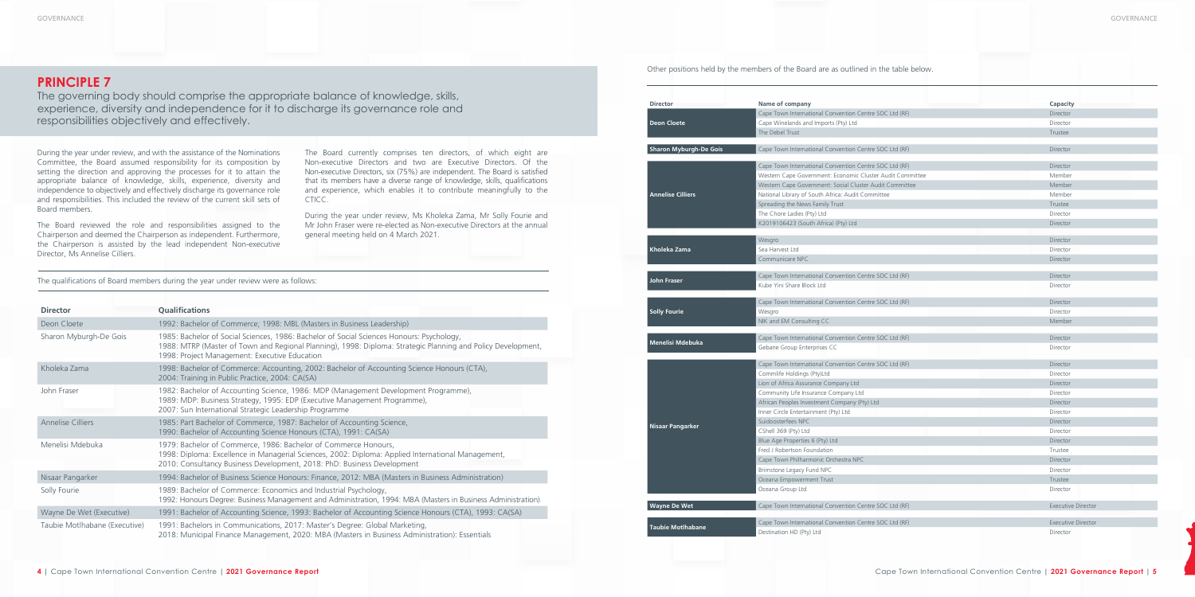## PRINCIPLE 7

The governing body should comprise the appropriate balance of knowledge, skills, experience, diversity and independence for it to discharge its governance role and responsibilities objectively and effectively.

During the year under review, and with the assistance of the Nominations Committee, the Board assumed responsibility for its composition by setting the direction and approving the processes for it to attain the appropriate balance of knowledge, skills, experience, diversity and independence to objectively and effectively discharge its governance role and responsibilities. This included the review of the current skill sets of Board members.

The Board reviewed the role and responsibilities assigned to the Chairperson and deemed the Chairperson as independent. Furthermore, the Chairperson is assisted by the lead independent Non-executive Director, Ms Annelise Cilliers.

The Board currently comprises ten directors, of which eight are Non-executive Directors and two are Executive Directors. Of the Non-executive Directors, six (75%) are independent. The Board is satisfied that its members have a diverse range of knowledge, skills, qualifications and experience, which enables it to contribute meaningfully to the CTICC.

During the year under review, Ms Kholeka Zama, Mr Solly Fourie and Mr John Fraser were re-elected as Non-executive Directors at the annual general meeting held on 4 March 2021.

The qualifications of Board members during the year under review were as follows:

| Director | Qualifications |
|---|---|
| Deon Cloete | 1992: Bachelor of Commerce; 1998: MBL (Masters in Business Leadership) |
| Sharon Myburgh-De Gois | 1985: Bachelor of Social Sciences, 1986: Bachelor of Social Sciences Honours: Psychology, 1988: MTRP (Master of Town and Regional Planning), 1998: Diploma: Strategic Planning and Policy Development, 1998: Project Management: Executive Education |
| Kholeka Zama | 1998: Bachelor of Commerce: Accounting, 2002: Bachelor of Accounting Science Honours (CTA), 2004: Training in Public Practice, 2004: CA(SA) |
| John Fraser | 1982: Bachelor of Accounting Science, 1986: MDP (Management Development Programme), 1989: MDP: Business Strategy, 1995: EDP (Executive Management Programme), 2007: Sun International Strategic Leadership Programme |
| Annelise Cilliers | 1985: Part Bachelor of Commerce, 1987: Bachelor of Accounting Science, 1990: Bachelor of Accounting Science Honours (CTA), 1991: CA(SA) |
| Menelisi Mdebuka | 1979: Bachelor of Commerce, 1986: Bachelor of Commerce Honours, 1998: Diploma: Excellence in Managerial Sciences, 2002: Diploma: Applied International Management, 2010: Consultancy Business Development, 2018: PhD: Business Development |
| Nisaar Pangarker | 1994: Bachelor of Business Science Honours: Finance, 2012: MBA (Masters in Business Administration) |
| Solly Fourie | 1989: Bachelor of Commerce: Economics and Industrial Psychology, 1992: Honours Degree: Business Management and Administration, 1994: MBA (Masters in Business Administration) |
| Wayne De Wet (Executive) | 1991: Bachelor of Accounting Science, 1993: Bachelor of Accounting Science Honours (CTA), 1993: CA(SA) |
| Taubie Motlhabane (Executive) | 1991: Bachelors in Communications, 2017: Master's Degree: Global Marketing, 2018: Municipal Finance Management, 2020: MBA (Masters in Business Administration): Essentials |

Other positions held by the members of the Board are as outlined in the table below.

| Director | Name of company | Capacity |
|---|---|---|
| Deon Cloete | Cape Town International Convention Centre SOC Ltd (RF) | Director |
| | Cape Winelands and Imports (Pty) Ltd | Director |
| | The Debel Trust | Trustee |
| Sharon Myburgh-De Gois | Cape Town International Convention Centre SOC Ltd (RF) | Director |
| Annelise Cilliers | Cape Town International Convention Centre SOC Ltd (RF) | Director |
| | Western Cape Government: Economic Cluster Audit Committee | Member |
| | Western Cape Government: Social Cluster Audit Committee | Member |
| | National Library of South Africa: Audit Committee | Member |
| | Spreading the News Family Trust | Trustee |
| | The Chore Ladies (Pty) Ltd | Director |
| | K2019106423 (South Africa) (Pty) Ltd | Director |
| Kholeka Zama | Wesgro | Director |
| | Sea Harvest Ltd | Director |
| | Communicare NPC | Director |
| John Fraser | Cape Town International Convention Centre SOC Ltd (RF) | Director |
| | Kube Yini Share Block Ltd | Director |
| Solly Fourie | Cape Town International Convention Centre SOC Ltd (RF) | Director |
| | Wesgro | Director |
| | NIK and EM Consulting CC | Member |
| Menelisi Mdebuka | Cape Town International Convention Centre SOC Ltd (RF) | Director |
| | Gebane Group Enterprises CC | Director |
| Nisaar Pangarker | Cape Town International Convention Centre SOC Ltd (RF) | Director |
| | Commlife Holdings (Pty)Ltd | Director |
| | Lion of Africa Assurance Company Ltd | Director |
| | Community Life Insurance Company Ltd | Director |
| | African Peoples Investment Company (Pty) Ltd | Director |
| | Inner Circle Entertainment (Pty) Ltd | Director |
| | Suidoosterfees NPC | Director |
| | CShell 369 (Pty) Ltd | Director |
| | Blue Age Properties 6 (Pty) Ltd | Director |
| | Fred J Robertson Foundation | Trustee |
| | Cape Town Philharmonic Orchestra NPC | Director |
| | Brimstone Legacy Fund NPC | Director |
| | Oceana Empowerment Trust | Trustee |
| | Oceana Group Ltd | Director |
| Wayne De Wet | Cape Town International Convention Centre SOC Ltd (RF) | Executive Director |
| Taubie Motlhabane | Cape Town International Convention Centre SOC Ltd (RF) | Executive Director |
| | Destination HD (Pty) Ltd | Director |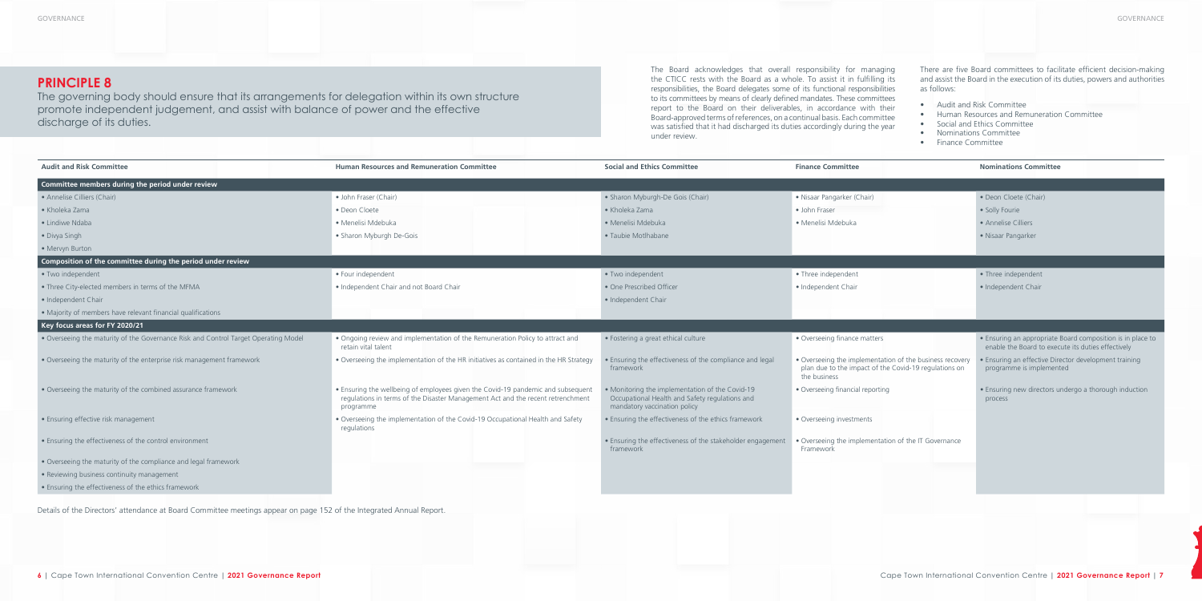## PRINCIPLE 8

The governing body should ensure that its arrangements for delegation within its own structure promote independent judgement, and assist with balance of power and the effective discharge of its duties.

The Board acknowledges that overall responsibility for managing the CTICC rests with the Board as a whole. To assist it in fulfilling its responsibilities, the Board delegates some of its functional responsibilities to its committees by means of clearly defined mandates. These committees report to the Board on their deliverables, in accordance with their Board-approved terms of references, on a continual basis. Each committee was satisfied that it had discharged its duties accordingly during the year under review.

There are five Board committees to facilitate efficient decision-making and assist the Board in the execution of its duties, powers and authorities as follows:

- Audit and Risk Committee
- Human Resources and Remuneration Committee
- Social and Ethics Committee
- Nominations Committee
- Finance Committee

| Audit and Risk Committee | Human Resources and Remuneration Committee | Social and Ethics Committee | Finance Committee | Nominations Committee |
|---|---|---|---|---|
| **Committee members during the period under review** | | | | |
| • Annelise Cilliers (Chair) | • John Fraser (Chair) | • Sharon Myburgh-De Gois (Chair) | • Nisaar Pangarker (Chair) | • Deon Cloete (Chair) |
| • Kholeka Zama | • Deon Cloete | • Kholeka Zama | • John Fraser | • Solly Fourie |
| • Lindiwe Ndaba | • Menelisi Mdebuka | • Menelisi Mdebuka | • Menelisi Mdebuka | • Annelise Cilliers |
| • Divya Singh | • Sharon Myburgh De-Gois | • Taubie Motlhabane | | • Nisaar Pangarker |
| • Mervyn Burton | | | | |
| **Composition of the committee during the period under review** | | | | |
| • Two independent | • Four independent | • Two independent | • Three independent | • Three independent |
| • Three City-elected members in terms of the MFMA | • Independent Chair and not Board Chair | • One Prescribed Officer | • Independent Chair | • Independent Chair |
| • Independent Chair | | • Independent Chair | | |
| • Majority of members have relevant financial qualifications | | | | |
| **Key focus areas for FY 2020/21** | | | | |
| • Overseeing the maturity of the Governance Risk and Control Target Operating Model | • Ongoing review and implementation of the Remuneration Policy to attract and retain vital talent | • Fostering a great ethical culture | • Overseeing finance matters | • Ensuring an appropriate Board composition is in place to enable the Board to execute its duties effectively |
| • Overseeing the maturity of the enterprise risk management framework | • Overseeing the implementation of the HR initiatives as contained in the HR Strategy | • Ensuring the effectiveness of the compliance and legal framework | • Overseeing the implementation of the business recovery plan due to the impact of the Covid-19 regulations on the business | • Ensuring an effective Director development training programme is implemented |
| • Overseeing the maturity of the combined assurance framework | • Ensuring the wellbeing of employees given the Covid-19 pandemic and subsequent regulations in terms of the Disaster Management Act and the recent retrenchment programme | • Monitoring the implementation of the Covid-19 Occupational Health and Safety regulations and mandatory vaccination policy | • Overseeing financial reporting | • Ensuring new directors undergo a thorough induction process |
| • Ensuring effective risk management | • Overseeing the implementation of the Covid-19 Occupational Health and Safety regulations | • Ensuring the effectiveness of the ethics framework | • Overseeing investments | |
| • Ensuring the effectiveness of the control environment | | • Ensuring the effectiveness of the stakeholder engagement framework | • Overseeing the implementation of the IT Governance Framework | |
| • Overseeing the maturity of the compliance and legal framework | | | | |
| • Reviewing business continuity management | | | | |
| • Ensuring the effectiveness of the ethics framework | | | | |

Details of the Directors' attendance at Board Committee meetings appear on page 152 of the Integrated Annual Report.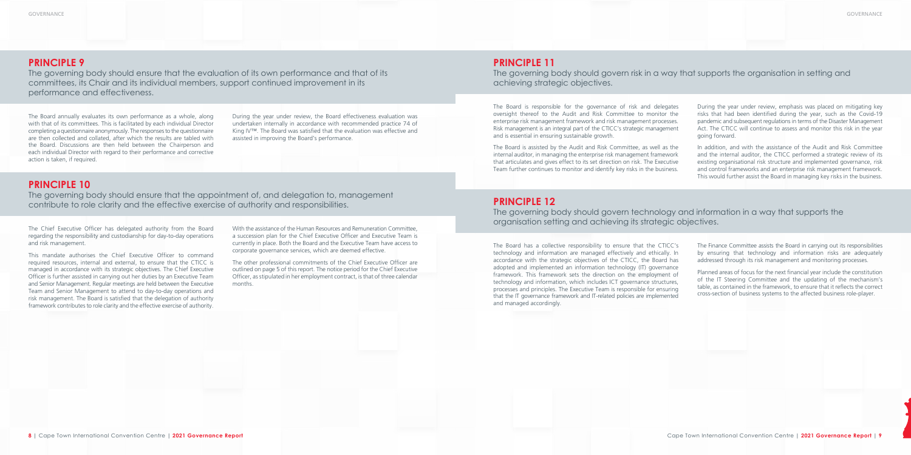## PRINCIPLE 9

The governing body should ensure that the evaluation of its own performance and that of its committees, its Chair and its individual members, support continued improvement in its performance and effectiveness.

The Board annually evaluates its own performance as a whole, along with that of its committees. This is facilitated by each individual Director completing a questionnaire anonymously. The responses to the questionnaire are then collected and collated, after which the results are tabled with the Board. Discussions are then held between the Chairperson and each individual Director with regard to their performance and corrective action is taken, if required.

During the year under review, the Board effectiveness evaluation was undertaken internally in accordance with recommended practice 74 of King IV™. The Board was satisfied that the evaluation was effective and assisted in improving the Board's performance.

## PRINCIPLE 10

The governing body should ensure that the appointment of, and delegation to, management contribute to role clarity and the effective exercise of authority and responsibilities.

The Chief Executive Officer has delegated authority from the Board regarding the responsibility and custodianship for day-to-day operations and risk management.

This mandate authorises the Chief Executive Officer to command required resources, internal and external, to ensure that the CTICC is managed in accordance with its strategic objectives. The Chief Executive Officer is further assisted in carrying out her duties by an Executive Team and Senior Management. Regular meetings are held between the Executive Team and Senior Management to attend to day-to-day operations and risk management. The Board is satisfied that the delegation of authority framework contributes to role clarity and the effective exercise of authority.

With the assistance of the Human Resources and Remuneration Committee, a succession plan for the Chief Executive Officer and Executive Team is currently in place. Both the Board and the Executive Team have access to corporate governance services, which are deemed effective.

The other professional commitments of the Chief Executive Officer are outlined on page 5 of this report. The notice period for the Chief Executive Officer, as stipulated in her employment contract, is that of three calendar months.

## PRINCIPLE 11

The governing body should govern risk in a way that supports the organisation in setting and achieving strategic objectives.

The Board is responsible for the governance of risk and delegates oversight thereof to the Audit and Risk Committee to monitor the enterprise risk management framework and risk management processes. Risk management is an integral part of the CTICC's strategic management and is essential in ensuring sustainable growth.

The Board is assisted by the Audit and Risk Committee, as well as the internal auditor, in managing the enterprise risk management framework that articulates and gives effect to its set direction on risk. The Executive Team further continues to monitor and identify key risks in the business.

During the year under review, emphasis was placed on mitigating key risks that had been identified during the year, such as the Covid-19 pandemic and subsequent regulations in terms of the Disaster Management Act. The CTICC will continue to assess and monitor this risk in the year going forward.

In addition, and with the assistance of the Audit and Risk Committee and the internal auditor, the CTICC performed a strategic review of its existing organisational risk structure and implemented governance, risk and control frameworks and an enterprise risk management framework. This would further assist the Board in managing key risks in the business.

## PRINCIPLE 12

The governing body should govern technology and information in a way that supports the organisation setting and achieving its strategic objectives.

The Board has a collective responsibility to ensure that the CTICC's technology and information are managed effectively and ethically. In accordance with the strategic objectives of the CTICC, the Board has adopted and implemented an information technology (IT) governance framework. This framework sets the direction on the employment of technology and information, which includes ICT governance structures, processes and principles. The Executive Team is responsible for ensuring that the IT governance framework and IT-related policies are implemented and managed accordingly.

The Finance Committee assists the Board in carrying out its responsibilities by ensuring that technology and information risks are adequately addressed through its risk management and monitoring processes.

Planned areas of focus for the next financial year include the constitution of the IT Steering Committee and the updating of the mechanism's table, as contained in the framework, to ensure that it reflects the correct cross-section of business systems to the affected business role-player.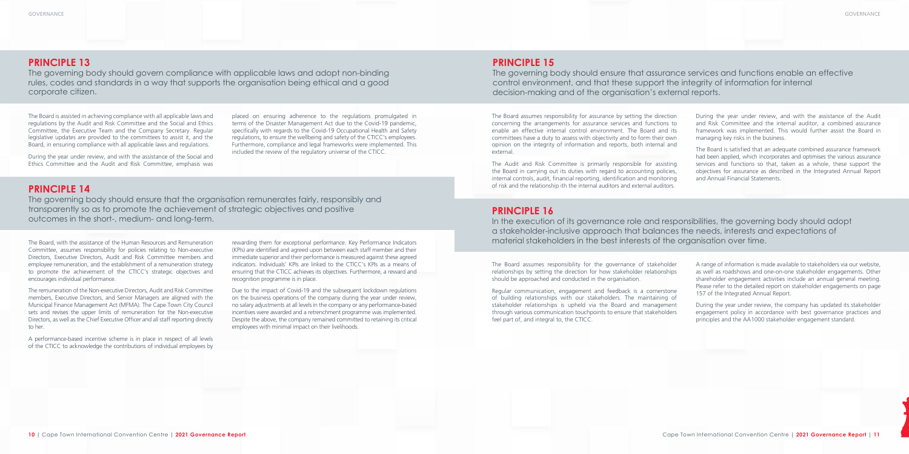## PRINCIPLE 13

The governing body should govern compliance with applicable laws and adopt non-binding rules, codes and standards in a way that supports the organisation being ethical and a good corporate citizen.

The Board is assisted in achieving compliance with all applicable laws and regulations by the Audit and Risk Committee and the Social and Ethics Committee, the Executive Team and the Company Secretary. Regular legislative updates are provided to the committees to assist it, and the Board, in ensuring compliance with all applicable laws and regulations.

During the year under review, and with the assistance of the Social and Ethics Committee and the Audit and Risk Committee, emphasis was placed on ensuring adherence to the regulations promulgated in terms of the Disaster Management Act due to the Covid-19 pandemic, specifically with regards to the Covid-19 Occupational Health and Safety regulations, to ensure the wellbeing and safety of the CTICC's employees. Furthermore, compliance and legal frameworks were implemented. This included the review of the regulatory universe of the CTICC.

## PRINCIPLE 14

The governing body should ensure that the organisation remunerates fairly, responsibly and transparently so as to promote the achievement of strategic objectives and positive outcomes in the short-, medium- and long-term.

The Board, with the assistance of the Human Resources and Remuneration Committee, assumes responsibility for policies relating to Non-executive Directors, Executive Directors, Audit and Risk Committee members and employee remuneration, and the establishment of a remuneration strategy to promote the achievement of the CTICC's strategic objectives and encourages individual performance.

The remuneration of the Non-executive Directors, Audit and Risk Committee members, Executive Directors, and Senior Managers are aligned with the Municipal Finance Management Act (MFMA). The Cape Town City Council sets and revises the upper limits of remuneration for the Non-executive Directors, as well as the Chief Executive Officer and all staff reporting directly to her.

A performance-based incentive scheme is in place in respect of all levels of the CTICC to acknowledge the contributions of individual employees by rewarding them for exceptional performance. Key Performance Indicators (KPIs) are identified and agreed upon between each staff member and their immediate superior and their performance is measured against these agreed indicators. Individuals' KPIs are linked to the CTICC's KPIs as a means of ensuring that the CTICC achieves its objectives. Furthermore, a reward and recognition programme is in place.

Due to the impact of Covid-19 and the subsequent lockdown regulations on the business operations of the company during the year under review, no salary adjustments at all levels in the company or any performance-based incentives were awarded and a retrenchment programme was implemented. Despite the above, the company remained committed to retaining its critical employees with minimal impact on their livelihoods.

## PRINCIPLE 15

The governing body should ensure that assurance services and functions enable an effective control environment, and that these support the integrity of information for internal decision-making and of the organisation's external reports.

The Board assumes responsibility for assurance by setting the direction concerning the arrangements for assurance services and functions to enable an effective internal control environment. The Board and its committees have a duty to assess with objectivity and to form their own opinion on the integrity of information and reports, both internal and external.

The Audit and Risk Committee is primarily responsible for assisting the Board in carrying out its duties with regard to accounting policies, internal controls, audit, financial reporting, identification and monitoring of risk and the relationship ith the internal auditors and external auditors.

During the year under review, and with the assistance of the Audit and Risk Committee and the internal auditor, a combined assurance framework was implemented. This would further assist the Board in managing key risks in the business.

The Board is satisfied that an adequate combined assurance framework had been applied, which incorporates and optimises the various assurance services and functions so that, taken as a whole, these support the objectives for assurance as described in the Integrated Annual Report and Annual Financial Statements.

## PRINCIPLE 16

In the execution of its governance role and responsibilities, the governing body should adopt a stakeholder-inclusive approach that balances the needs, interests and expectations of material stakeholders in the best interests of the organisation over time.

The Board assumes responsibility for the governance of stakeholder relationships by setting the direction for how stakeholder relationships should be approached and conducted in the organisation.

Regular communication, engagement and feedback is a cornerstone of building relationships with our stakeholders. The maintaining of stakeholder relationships is upheld via the Board and management through various communication touchpoints to ensure that stakeholders feel part of, and integral to, the CTICC.

A range of information is made available to stakeholders via our website, as well as roadshows and one-on-one stakeholder engagements. Other shareholder engagement activities include an annual general meeting. Please refer to the detailed report on stakeholder engagements on page 157 of the Integrated Annual Report.

During the year under review, the company has updated its stakeholder engagement policy in accordance with best governance practices and principles and the AA1000 stakeholder engagement standard.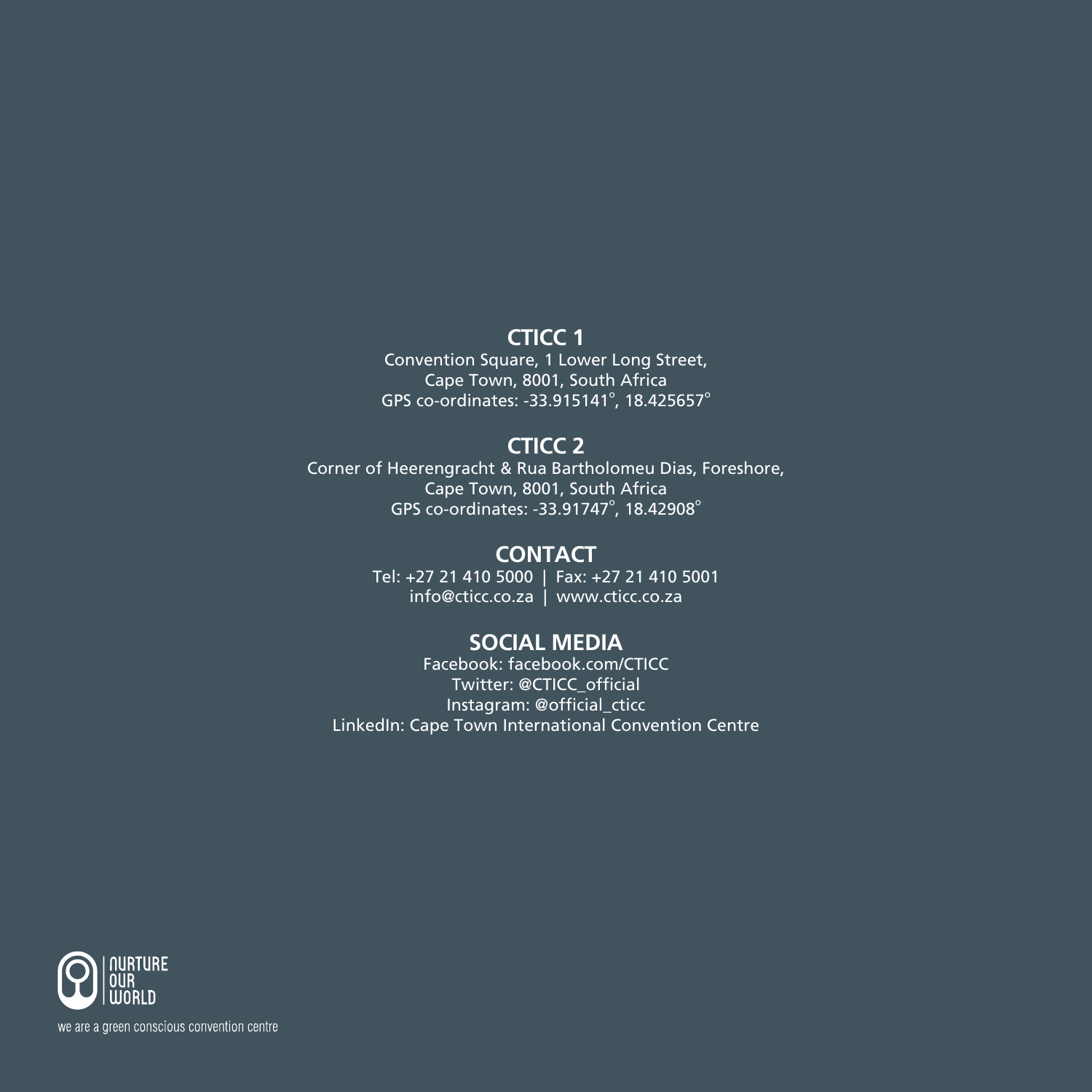## CTICC 1

Convention Square, 1 Lower Long Street,
Cape Town, 8001, South Africa
GPS co-ordinates: -33.915141°, 18.425657°

## CTICC 2

Corner of Heerengracht & Rua Bartholomeu Dias, Foreshore,
Cape Town, 8001, South Africa
GPS co-ordinates: -33.91747°, 18.42908°

## CONTACT

Tel: +27 21 410 5000 | Fax: +27 21 410 5001
info@cticc.co.za | www.cticc.co.za

## SOCIAL MEDIA

Facebook: facebook.com/CTICC
Twitter: @CTICC_official
Instagram: @official_cticc
LinkedIn: Cape Town International Convention Centre

NURTURE OUR WORLD

we are a green conscious convention centre